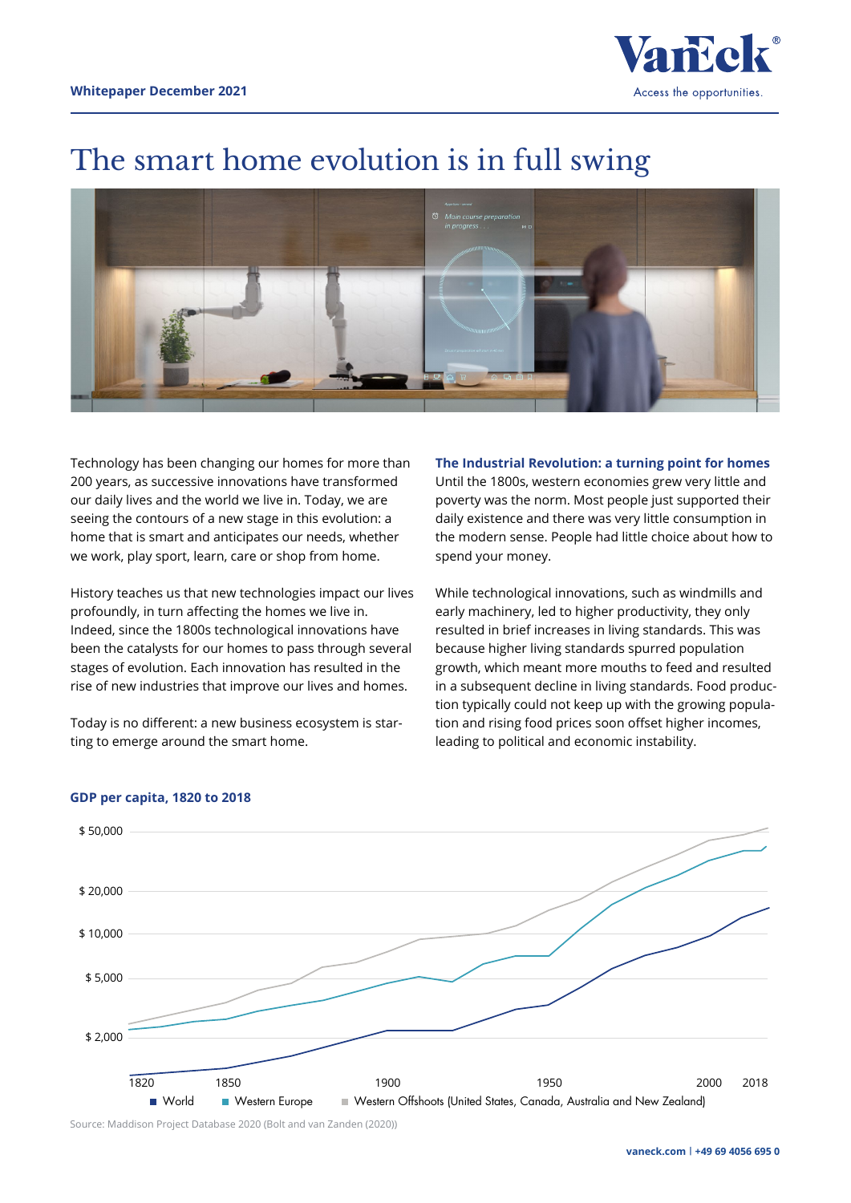Whitepaper December 2021

# The smart home evolution is in full swing

Technology has been changing our homes for more than 200 years, as successive innovations have transformed our daily lives and the world we live in. Today, we are seeing the contours of a new stage in this evolution: a home that is smart and anticipates our needs, whether we work, play sport, learn, care or shop from home.

History teaches us that new technologies impact our lives profoundly, in turn affecting the homes we live in. Indeed, since the 1800s technological innovations have been the catalysts for our homes to pass through several stages of evolution. Each innovation has resulted in the rise of new industries that improve our lives and homes.

Today is no different: a new business ecosystem is starting to emerge around the smart home.

### The Industrial Revolution: a turning point for homes

Until the 1800s, western economies grew very little and poverty was the norm. Most people just supported their daily existence and there was very little consumption in the modern sense. People had little choice about how to spend your money.

While technological innovations, such as windmills and early machinery, led to higher productivity, they only resulted in brief increases in living standards. This was because higher living standards spurred population growth, which meant more mouths to feed and resulted in a subsequent decline in living standards. Food production typically could not keep up with the growing population and rising food prices soon offset higher incomes, leading to political and economic instability.

**GDP per capita, 1820 to 2018**

■ World ■ Western Europe ■ Western Offshoots (United States, Canada, Australia and New Zealand)

Source: Maddison Project Database 2020 (Bolt and van Zanden (2020))

**vaneck.com | +49 69 4056 695 0**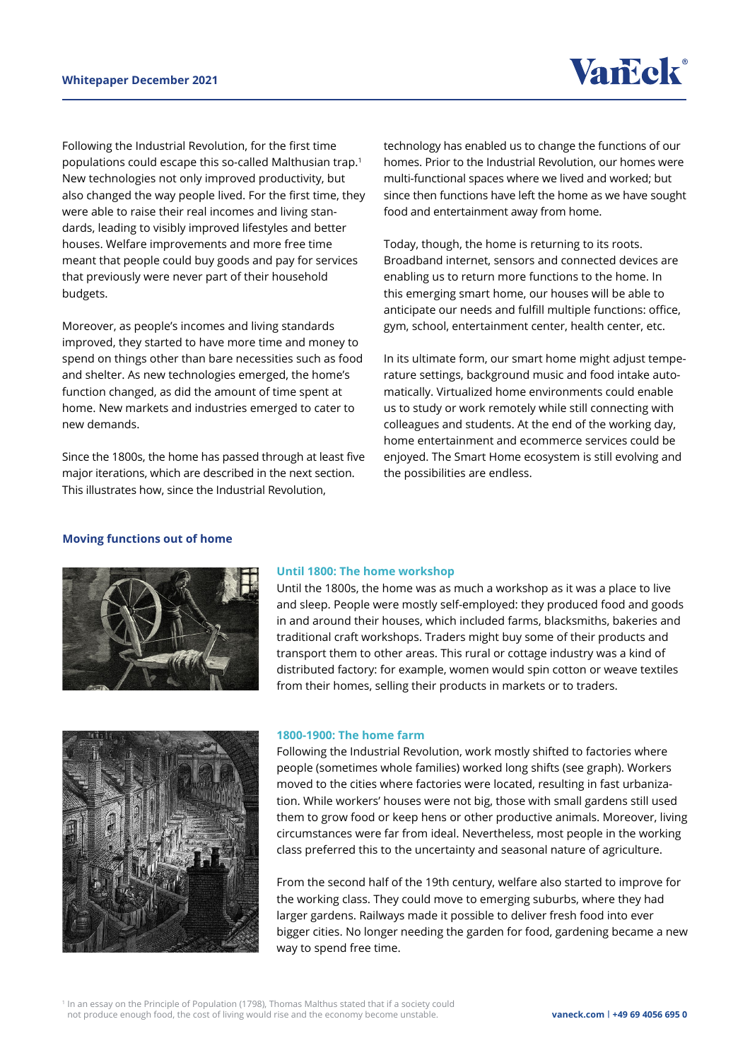Following the Industrial Revolution, for the first time populations could escape this so-called Malthusian trap.[1] New technologies not only improved productivity, but also changed the way people lived. For the first time, they were able to raise their real incomes and living standards, leading to visibly improved lifestyles and better houses. Welfare improvements and more free time meant that people could buy goods and pay for services that previously were never part of their household budgets.

Moreover, as people's incomes and living standards improved, they started to have more time and money to spend on things other than bare necessities such as food and shelter. As new technologies emerged, the home's function changed, as did the amount of time spent at home. New markets and industries emerged to cater to new demands.

Since the 1800s, the home has passed through at least five major iterations, which are described in the next section. This illustrates how, since the Industrial Revolution, technology has enabled us to change the functions of our homes. Prior to the Industrial Revolution, our homes were multi-functional spaces where we lived and worked; but since then functions have left the home as we have sought food and entertainment away from home.

Today, though, the home is returning to its roots. Broadband internet, sensors and connected devices are enabling us to return more functions to the home. In this emerging smart home, our houses will be able to anticipate our needs and fulfill multiple functions: office, gym, school, entertainment center, health center, etc.

In its ultimate form, our smart home might adjust temperature settings, background music and food intake automatically. Virtualized home environments could enable us to study or work remotely while still connecting with colleagues and students. At the end of the working day, home entertainment and ecommerce services could be enjoyed. The Smart Home ecosystem is still evolving and the possibilities are endless.

## Moving functions out of home

### Until 1800: The home workshop

Until the 1800s, the home was as much a workshop as it was a place to live and sleep. People were mostly self-employed: they produced food and goods in and around their houses, which included farms, blacksmiths, bakeries and traditional craft workshops. Traders might buy some of their products and transport them to other areas. This rural or cottage industry was a kind of distributed factory: for example, women would spin cotton or weave textiles from their homes, selling their products in markets or to traders.

### 1800-1900: The home farm

Following the Industrial Revolution, work mostly shifted to factories where people (sometimes whole families) worked long shifts (see graph). Workers moved to the cities where factories were located, resulting in fast urbanization. While workers' houses were not big, those with small gardens still used them to grow food or keep hens or other productive animals. Moreover, living circumstances were far from ideal. Nevertheless, most people in the working class preferred this to the uncertainty and seasonal nature of agriculture.

From the second half of the 19th century, welfare also started to improve for the working class. They could move to emerging suburbs, where they had larger gardens. Railways made it possible to deliver fresh food into ever bigger cities. No longer needing the garden for food, gardening became a new way to spend free time.

[1] In an essay on the Principle of Population (1798), Thomas Malthus stated that if a society could not produce enough food, the cost of living would rise and the economy become unstable.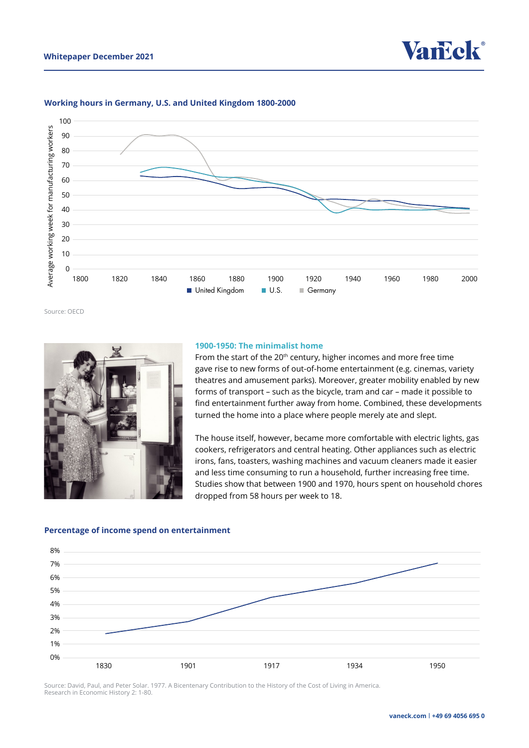**Working hours in Germany, U.S. and United Kingdom 1800-2000**

Source: OECD

### 1900-1950: The minimalist home

From the start of the 20th century, higher incomes and more free time gave rise to new forms of out-of-home entertainment (e.g. cinemas, variety theatres and amusement parks). Moreover, greater mobility enabled by new forms of transport – such as the bicycle, tram and car – made it possible to find entertainment further away from home. Combined, these developments turned the home into a place where people merely ate and slept.

The house itself, however, became more comfortable with electric lights, gas cookers, refrigerators and central heating. Other appliances such as electric irons, fans, toasters, washing machines and vacuum cleaners made it easier and less time consuming to run a household, further increasing free time. Studies show that between 1900 and 1970, hours spent on household chores dropped from 58 hours per week to 18.

**Percentage of income spend on entertainment**

Source: David, Paul, and Peter Solar. 1977. A Bicentenary Contribution to the History of the Cost of Living in America. Research in Economic History 2: 1-80.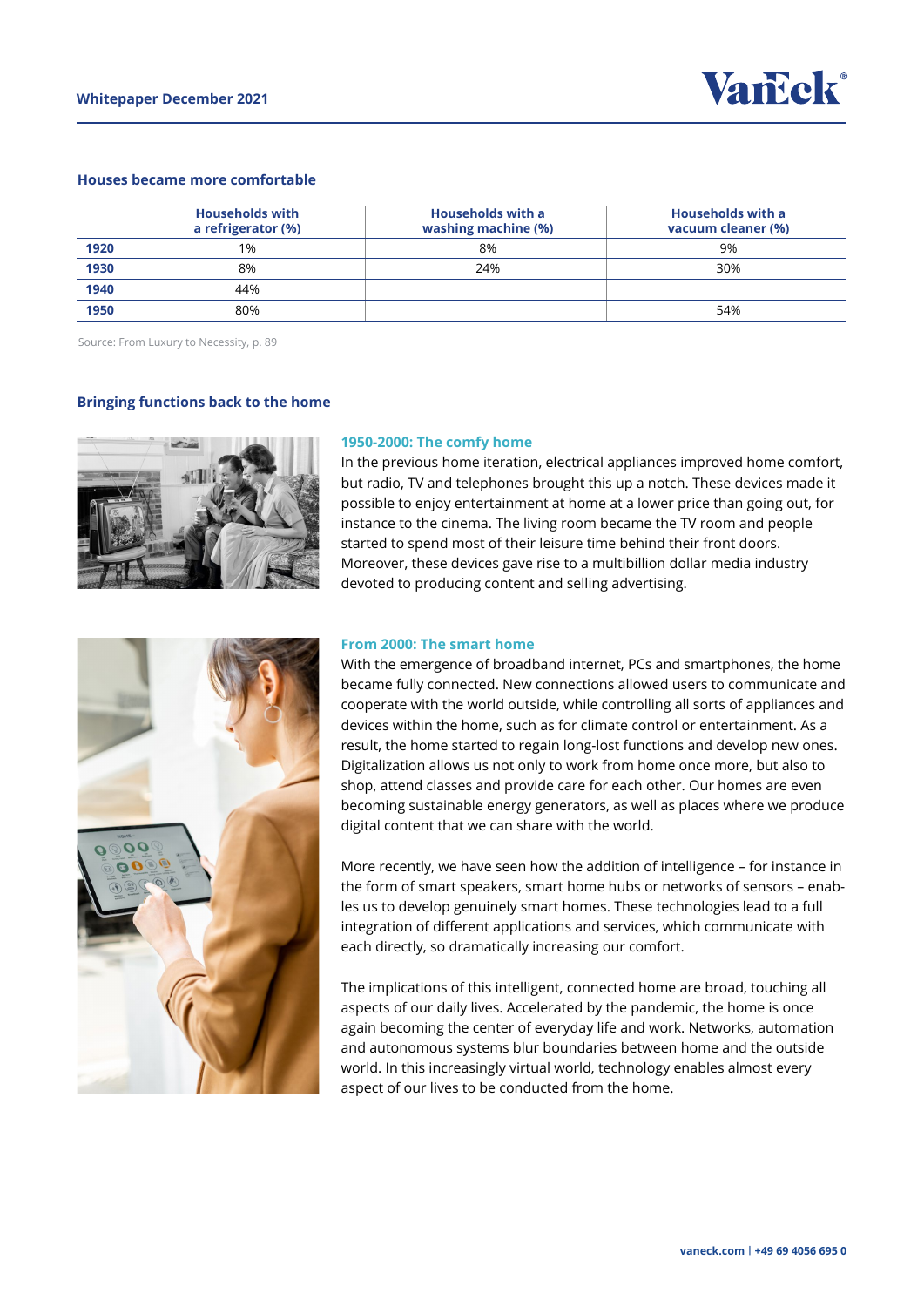## Houses became more comfortable

| | Households with a refrigerator (%) | Households with a washing machine (%) | Households with a vacuum cleaner (%) |
|---|---|---|---|
| **1920** | 1% | 8% | 9% |
| **1930** | 8% | 24% | 30% |
| **1940** | 44% | | |
| **1950** | 80% | | 54% |

Source: From Luxury to Necessity, p. 89

## Bringing functions back to the home

### 1950-2000: The comfy home

In the previous home iteration, electrical appliances improved home comfort, but radio, TV and telephones brought this up a notch. These devices made it possible to enjoy entertainment at home at a lower price than going out, for instance to the cinema. The living room became the TV room and people started to spend most of their leisure time behind their front doors. Moreover, these devices gave rise to a multibillion dollar media industry devoted to producing content and selling advertising.

### From 2000: The smart home

With the emergence of broadband internet, PCs and smartphones, the home became fully connected. New connections allowed users to communicate and cooperate with the world outside, while controlling all sorts of appliances and devices within the home, such as for climate control or entertainment. As a result, the home started to regain long-lost functions and develop new ones. Digitalization allows us not only to work from home once more, but also to shop, attend classes and provide care for each other. Our homes are even becoming sustainable energy generators, as well as places where we produce digital content that we can share with the world.

More recently, we have seen how the addition of intelligence – for instance in the form of smart speakers, smart home hubs or networks of sensors – enables us to develop genuinely smart homes. These technologies lead to a full integration of different applications and services, which communicate with each directly, so dramatically increasing our comfort.

The implications of this intelligent, connected home are broad, touching all aspects of our daily lives. Accelerated by the pandemic, the home is once again becoming the center of everyday life and work. Networks, automation and autonomous systems blur boundaries between home and the outside world. In this increasingly virtual world, technology enables almost every aspect of our lives to be conducted from the home.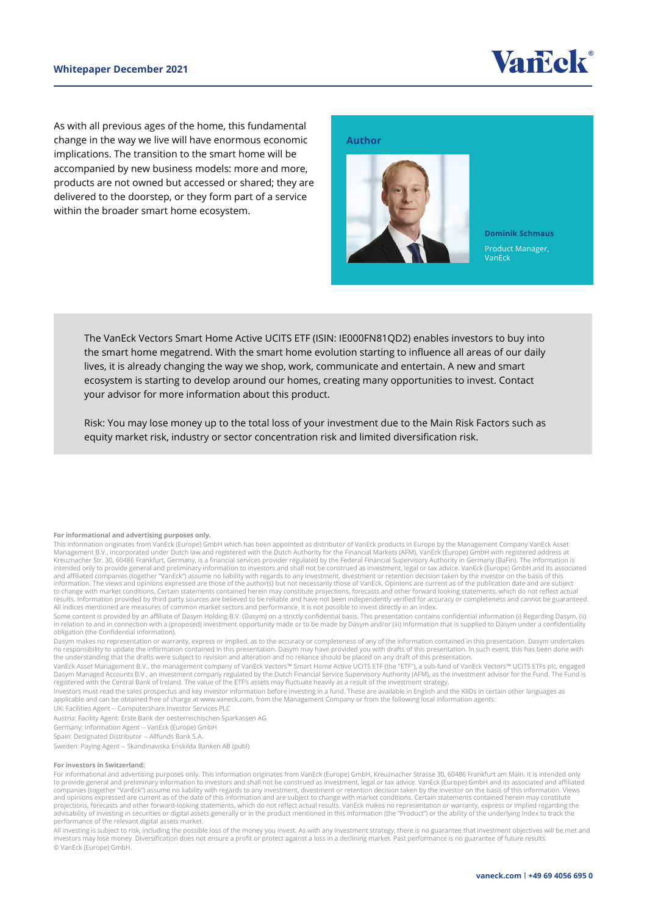As with all previous ages of the home, this fundamental change in the way we live will have enormous economic implications. The transition to the smart home will be accompanied by new business models: more and more, products are not owned but accessed or shared; they are delivered to the doorstep, or they form part of a service within the broader smart home ecosystem.

**Author**

**Dominik Schmaus**
Product Manager, VanEck

The VanEck Vectors Smart Home Active UCITS ETF (ISIN: IE000FN81QD2) enables investors to buy into the smart home megatrend. With the smart home evolution starting to influence all areas of our daily lives, it is already changing the way we shop, work, communicate and entertain. A new and smart ecosystem is starting to develop around our homes, creating many opportunities to invest. Contact your advisor for more information about this product.

Risk: You may lose money up to the total loss of your investment due to the Main Risk Factors such as equity market risk, industry or sector concentration risk and limited diversification risk.

**For informational and advertising purposes only.**

This information originates from VanEck (Europe) GmbH which has been appointed as distributor of VanEck products in Europe by the Management Company VanEck Asset Management B.V., incorporated under Dutch law and registered with the Dutch Authority for the Financial Markets (AFM). VanEck (Europe) GmbH with registered address at Kreuznacher Str. 30, 60486 Frankfurt, Germany, is a financial services provider regulated by the Federal Financial Supervisory Authority in Germany (BaFin). The information is intended only to provide general and preliminary information to investors and shall not be construed as investment, legal or tax advice. VanEck (Europe) GmbH and its associated and affiliated companies (together "VanEck") assume no liability with regards to any investment, divestment or retention decision taken by the investor on the basis of this information. The views and opinions expressed are those of the author(s) but not necessarily those of VanEck. Opinions are current as of the publication date and are subject to change with market conditions. Certain statements contained herein may constitute projections, forecasts and other forward looking statements, which do not reflect actual results. Information provided by third party sources are believed to be reliable and have not been independently verified for accuracy or completeness and cannot be guaranteed. All indices mentioned are measures of common market sectors and performance. It is not possible to invest directly in an index.

Some content is provided by an affiliate of Dasym Holding B.V. (Dasym) on a strictly confidential basis. This presentation contains confidential information (i) Regarding Dasym, (ii) In relation to and in connection with a (proposed) investment opportunity made or to be made by Dasym and/or (iii) Information that is supplied to Dasym under a confidentiality obligation (the Confidential Information).

Dasym makes no representation or warranty, express or implied, as to the accuracy or completeness of any of the information contained in this presentation. Dasym undertakes no responsibility to update the information contained in this presentation. Dasym may have provided you with drafts of this presentation. In such event, this has been done with the understanding that the drafts were subject to revision and alteration and no reliance should be placed on any draft of this presentation.

VanEck Asset Management B.V., the management company of VanEck Vectors™ Smart Home Active UCITS ETF (the "ETF"), a sub-fund of VanEck Vectors™ UCITS ETFs plc, engaged Dasym Managed Accounts B.V., an investment company regulated by the Dutch Financial Service Supervisory Authority (AFM), as the investment advisor for the Fund. The Fund is registered with the Central Bank of Ireland. The value of the ETF's assets may fluctuate heavily as a result of the investment strategy.

Investors must read the sales prospectus and key investor information before investing in a fund. These are available in English and the KIIDs in certain other languages as applicable and can be obtained free of charge at www.vaneck.com, from the Management Company or from the following local information agents:

UK: Facilities Agent -- Computershare Investor Services PLC

Austria: Facility Agent: Erste Bank der oesterreichischen Sparkassen AG

Germany: Information Agent -- VanEck (Europe) GmbH

Spain: Designated Distributor -- Allfunds Bank S.A.

Sweden: Paying Agent -- Skandinaviska Enskilda Banken AB (publ)

**For investors in Switzerland:**

For informational and advertising purposes only. This information originates from VanEck (Europe) GmbH, Kreuznacher Strasse 30, 60486 Frankfurt am Main. It is intended only to provide general and preliminary information to investors and shall not be construed as investment, legal or tax advice. VanEck (Europe) GmbH and its associated and affiliated companies (together "VanEck") assume no liability with regards to any investment, divestment or retention decision taken by the investor on the basis of this information. Views and opinions expressed are current as of the date of this information and are subject to change with market conditions. Certain statements contained herein may constitute projections, forecasts and other forward-looking statements, which do not reflect actual results. VanEck makes no representation or warranty, express or implied regarding the advisability of investing in securities or digital assets generally or in the product mentioned in this information (the "Product") or the ability of the underlying Index to track the performance of the relevant digital assets market.

All investing is subject to risk, including the possible loss of the money you invest. As with any investment strategy, there is no guarantee that investment objectives will be met and investors may lose money. Diversification does not ensure a profit or protect against a loss in a declining market. Past performance is no guarantee of future results.
© VanEck (Europe) GmbH.